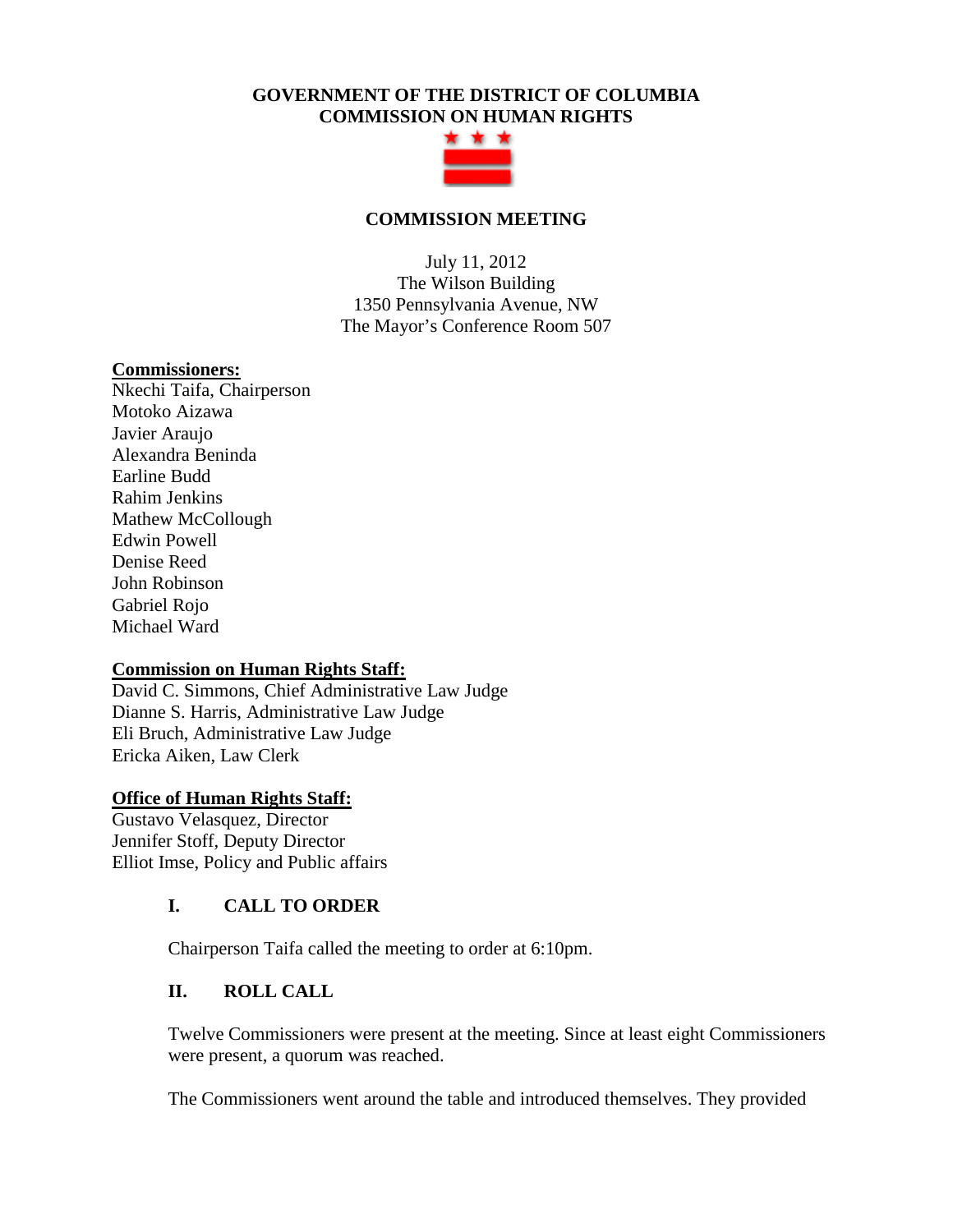**GOVERNMENT OF THE DISTRICT OF COLUMBIA**
**COMMISSION ON HUMAN RIGHTS**

## COMMISSION MEETING

July 11, 2012
The Wilson Building
1350 Pennsylvania Avenue, NW
The Mayor's Conference Room 507

**Commissioners:**
Nkechi Taifa, Chairperson
Motoko Aizawa
Javier Araujo
Alexandra Beninda
Earline Budd
Rahim Jenkins
Mathew McCollough
Edwin Powell
Denise Reed
John Robinson
Gabriel Rojo
Michael Ward

**Commission on Human Rights Staff:**
David C. Simmons, Chief Administrative Law Judge
Dianne S. Harris, Administrative Law Judge
Eli Bruch, Administrative Law Judge
Ericka Aiken, Law Clerk

**Office of Human Rights Staff:**
Gustavo Velasquez, Director
Jennifer Stoff, Deputy Director
Elliot Imse, Policy and Public affairs

### I. CALL TO ORDER

Chairperson Taifa called the meeting to order at 6:10pm.

### II. ROLL CALL

Twelve Commissioners were present at the meeting. Since at least eight Commissioners were present, a quorum was reached.

The Commissioners went around the table and introduced themselves. They provided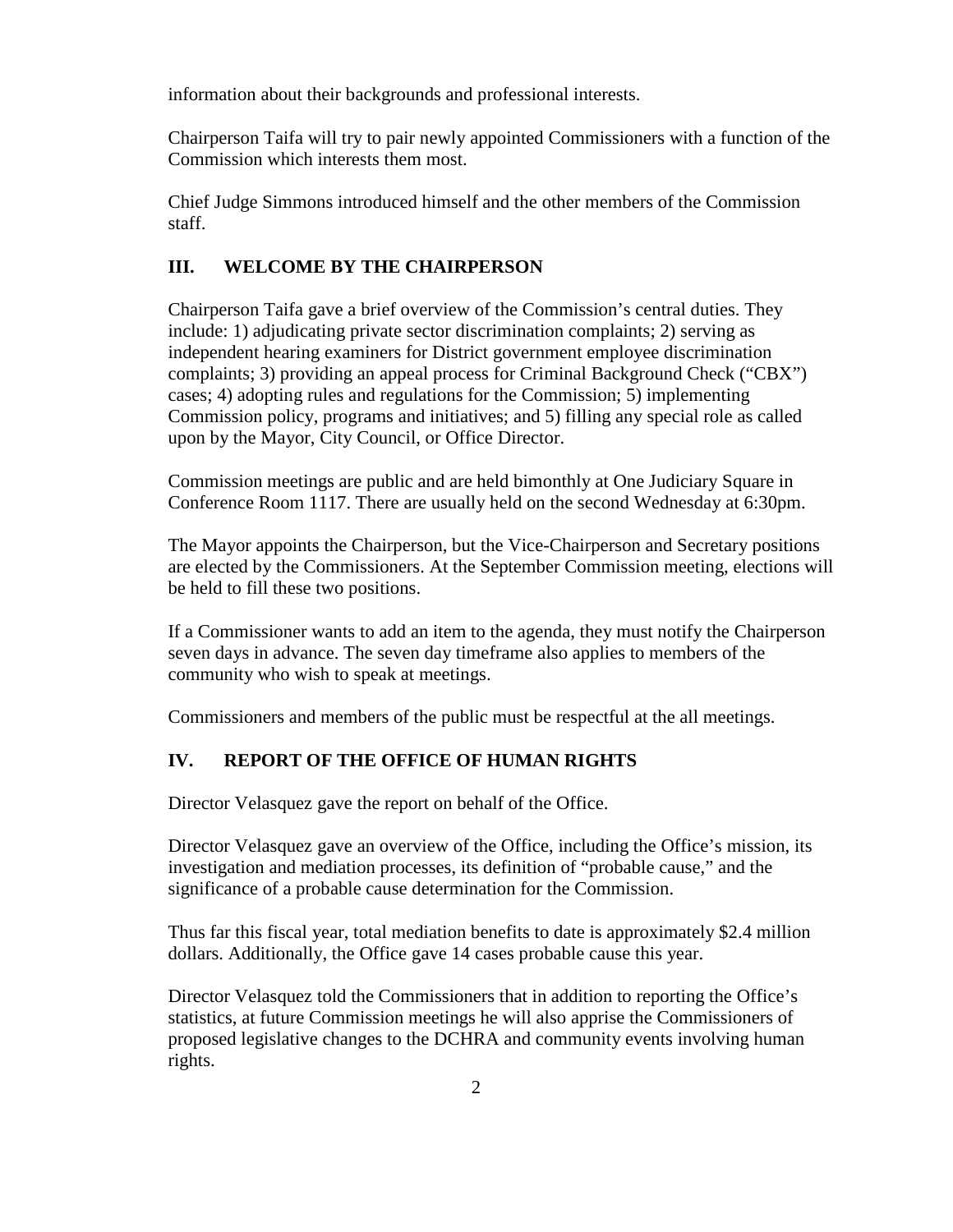information about their backgrounds and professional interests.

Chairperson Taifa will try to pair newly appointed Commissioners with a function of the Commission which interests them most.

Chief Judge Simmons introduced himself and the other members of the Commission staff.

## III. WELCOME BY THE CHAIRPERSON

Chairperson Taifa gave a brief overview of the Commission's central duties. They include: 1) adjudicating private sector discrimination complaints; 2) serving as independent hearing examiners for District government employee discrimination complaints; 3) providing an appeal process for Criminal Background Check ("CBX") cases; 4) adopting rules and regulations for the Commission; 5) implementing Commission policy, programs and initiatives; and 5) filling any special role as called upon by the Mayor, City Council, or Office Director.

Commission meetings are public and are held bimonthly at One Judiciary Square in Conference Room 1117. There are usually held on the second Wednesday at 6:30pm.

The Mayor appoints the Chairperson, but the Vice-Chairperson and Secretary positions are elected by the Commissioners. At the September Commission meeting, elections will be held to fill these two positions.

If a Commissioner wants to add an item to the agenda, they must notify the Chairperson seven days in advance. The seven day timeframe also applies to members of the community who wish to speak at meetings.

Commissioners and members of the public must be respectful at the all meetings.

## IV. REPORT OF THE OFFICE OF HUMAN RIGHTS

Director Velasquez gave the report on behalf of the Office.

Director Velasquez gave an overview of the Office, including the Office's mission, its investigation and mediation processes, its definition of "probable cause," and the significance of a probable cause determination for the Commission.

Thus far this fiscal year, total mediation benefits to date is approximately $2.4 million dollars. Additionally, the Office gave 14 cases probable cause this year.

Director Velasquez told the Commissioners that in addition to reporting the Office's statistics, at future Commission meetings he will also apprise the Commissioners of proposed legislative changes to the DCHRA and community events involving human rights.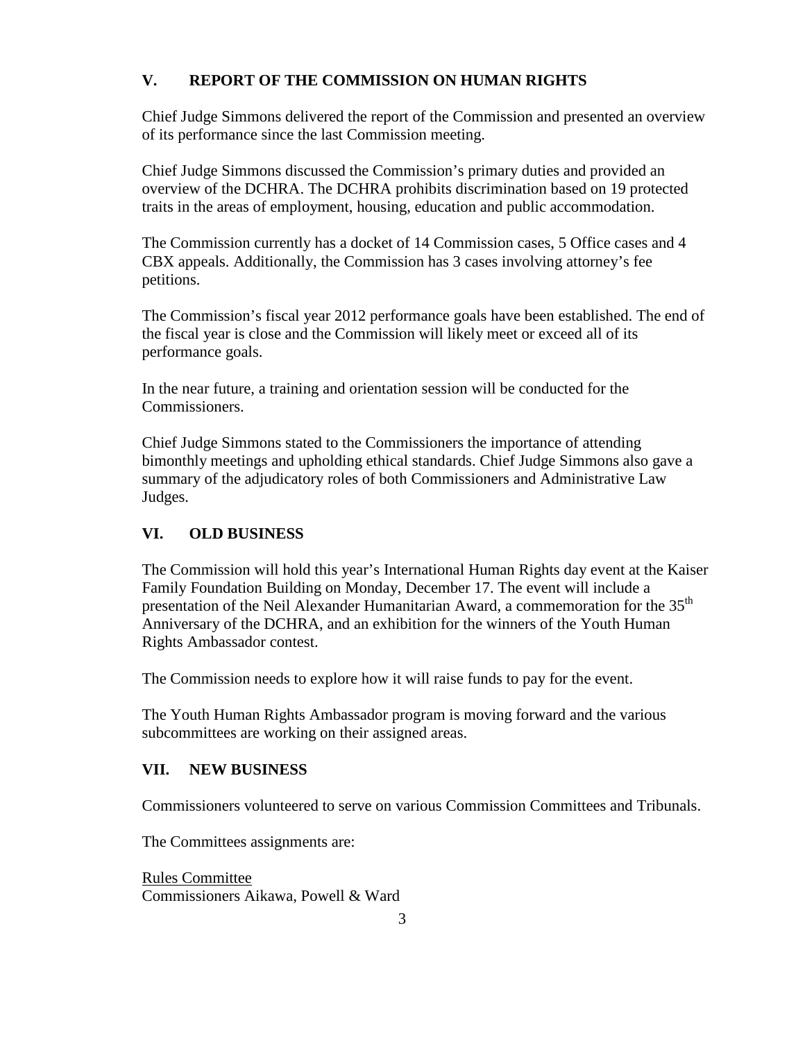## V. REPORT OF THE COMMISSION ON HUMAN RIGHTS

Chief Judge Simmons delivered the report of the Commission and presented an overview of its performance since the last Commission meeting.

Chief Judge Simmons discussed the Commission's primary duties and provided an overview of the DCHRA. The DCHRA prohibits discrimination based on 19 protected traits in the areas of employment, housing, education and public accommodation.

The Commission currently has a docket of 14 Commission cases, 5 Office cases and 4 CBX appeals. Additionally, the Commission has 3 cases involving attorney's fee petitions.

The Commission's fiscal year 2012 performance goals have been established. The end of the fiscal year is close and the Commission will likely meet or exceed all of its performance goals.

In the near future, a training and orientation session will be conducted for the Commissioners.

Chief Judge Simmons stated to the Commissioners the importance of attending bimonthly meetings and upholding ethical standards. Chief Judge Simmons also gave a summary of the adjudicatory roles of both Commissioners and Administrative Law Judges.

## VI. OLD BUSINESS

The Commission will hold this year's International Human Rights day event at the Kaiser Family Foundation Building on Monday, December 17. The event will include a presentation of the Neil Alexander Humanitarian Award, a commemoration for the 35th Anniversary of the DCHRA, and an exhibition for the winners of the Youth Human Rights Ambassador contest.

The Commission needs to explore how it will raise funds to pay for the event.

The Youth Human Rights Ambassador program is moving forward and the various subcommittees are working on their assigned areas.

## VII. NEW BUSINESS

Commissioners volunteered to serve on various Commission Committees and Tribunals.

The Committees assignments are:

<u>Rules Committee</u>
Commissioners Aikawa, Powell & Ward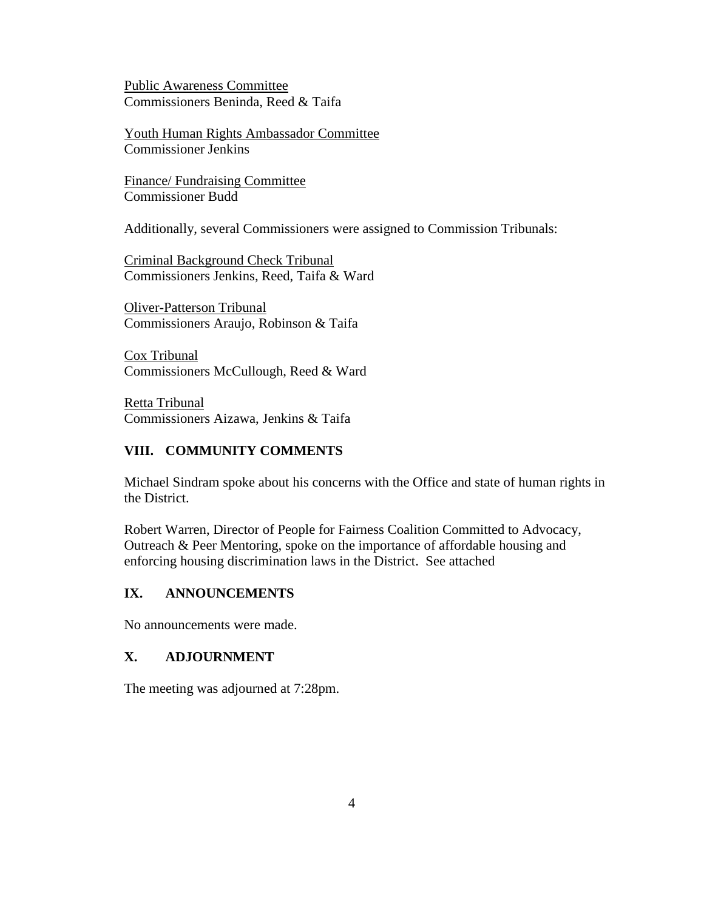Public Awareness Committee
Commissioners Beninda, Reed & Taifa

Youth Human Rights Ambassador Committee
Commissioner Jenkins

Finance/ Fundraising Committee
Commissioner Budd

Additionally, several Commissioners were assigned to Commission Tribunals:

Criminal Background Check Tribunal
Commissioners Jenkins, Reed, Taifa & Ward

Oliver-Patterson Tribunal
Commissioners Araujo, Robinson & Taifa

Cox Tribunal
Commissioners McCullough, Reed & Ward

Retta Tribunal
Commissioners Aizawa, Jenkins & Taifa

## VIII. COMMUNITY COMMENTS

Michael Sindram spoke about his concerns with the Office and state of human rights in the District.

Robert Warren, Director of People for Fairness Coalition Committed to Advocacy, Outreach & Peer Mentoring, spoke on the importance of affordable housing and enforcing housing discrimination laws in the District. See attached

## IX. ANNOUNCEMENTS

No announcements were made.

## X. ADJOURNMENT

The meeting was adjourned at 7:28pm.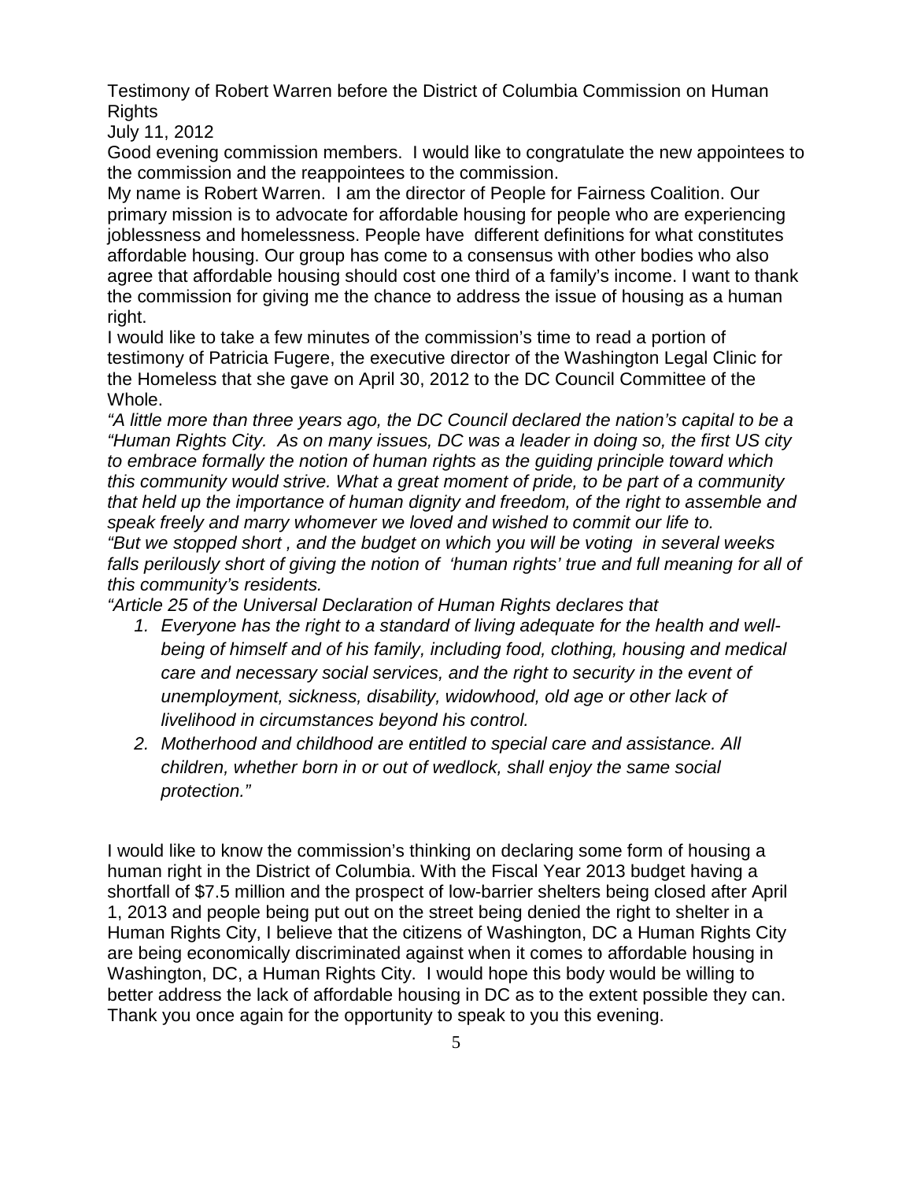Testimony of Robert Warren before the District of Columbia Commission on Human Rights

July 11, 2012

Good evening commission members. I would like to congratulate the new appointees to the commission and the reappointees to the commission.

My name is Robert Warren. I am the director of People for Fairness Coalition. Our primary mission is to advocate for affordable housing for people who are experiencing joblessness and homelessness. People have different definitions for what constitutes affordable housing. Our group has come to a consensus with other bodies who also agree that affordable housing should cost one third of a family's income. I want to thank the commission for giving me the chance to address the issue of housing as a human right.

I would like to take a few minutes of the commission's time to read a portion of testimony of Patricia Fugere, the executive director of the Washington Legal Clinic for the Homeless that she gave on April 30, 2012 to the DC Council Committee of the Whole.

*"A little more than three years ago, the DC Council declared the nation's capital to be a "Human Rights City. As on many issues, DC was a leader in doing so, the first US city to embrace formally the notion of human rights as the guiding principle toward which this community would strive. What a great moment of pride, to be part of a community that held up the importance of human dignity and freedom, of the right to assemble and speak freely and marry whomever we loved and wished to commit our life to.*

*"But we stopped short , and the budget on which you will be voting in several weeks falls perilously short of giving the notion of 'human rights' true and full meaning for all of this community's residents.*

*"Article 25 of the Universal Declaration of Human Rights declares that*

1. *Everyone has the right to a standard of living adequate for the health and well-being of himself and of his family, including food, clothing, housing and medical care and necessary social services, and the right to security in the event of unemployment, sickness, disability, widowhood, old age or other lack of livelihood in circumstances beyond his control.*
2. *Motherhood and childhood are entitled to special care and assistance. All children, whether born in or out of wedlock, shall enjoy the same social protection."*

I would like to know the commission's thinking on declaring some form of housing a human right in the District of Columbia. With the Fiscal Year 2013 budget having a shortfall of $7.5 million and the prospect of low-barrier shelters being closed after April 1, 2013 and people being put out on the street being denied the right to shelter in a Human Rights City, I believe that the citizens of Washington, DC a Human Rights City are being economically discriminated against when it comes to affordable housing in Washington, DC, a Human Rights City. I would hope this body would be willing to better address the lack of affordable housing in DC as to the extent possible they can. Thank you once again for the opportunity to speak to you this evening.